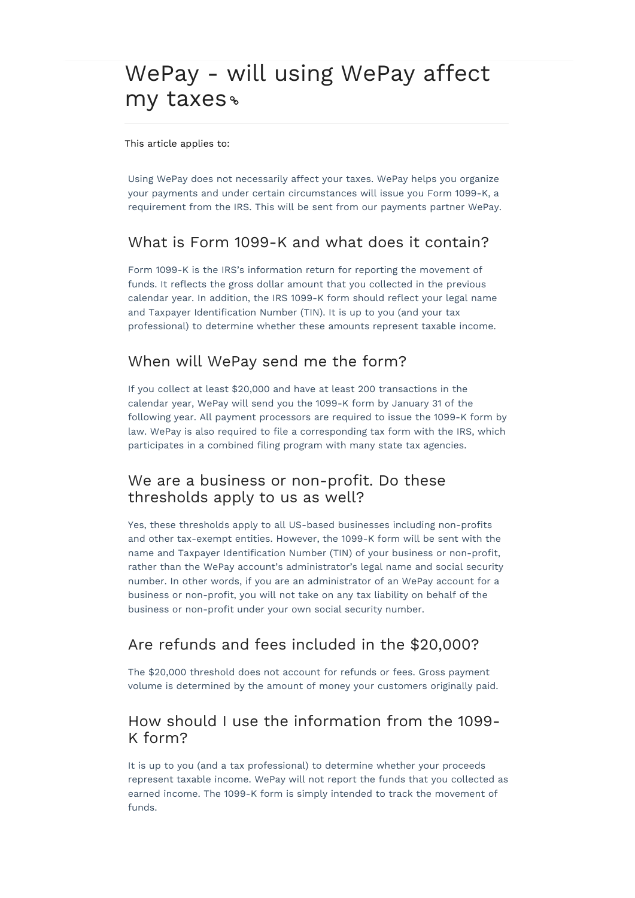# WePay - will using WePay affect my taxes

This article applies to:

Using WePay does not necessarily affect your taxes. WePay helps you organize your payments and under certain circumstances will issue you Form 1099-K, a requirement from the IRS. This will be sent from our payments partner WePay.

## What is Form 1099-K and what does it contain?

Form 1099-K is the IRS's information return for reporting the movement of funds. It reflects the gross dollar amount that you collected in the previous calendar year. In addition, the IRS 1099-K form should reflect your legal name and Taxpayer Identification Number (TIN). It is up to you (and your tax professional) to determine whether these amounts represent taxable income.

## When will WePay send me the form?

If you collect at least $20,000 and have at least 200 transactions in the calendar year, WePay will send you the 1099-K form by January 31 of the following year. All payment processors are required to issue the 1099-K form by law. WePay is also required to file a corresponding tax form with the IRS, which participates in a combined filing program with many state tax agencies.

## We are a business or non-profit. Do these thresholds apply to us as well?

Yes, these thresholds apply to all US-based businesses including non-profits and other tax-exempt entities. However, the 1099-K form will be sent with the name and Taxpayer Identification Number (TIN) of your business or non-profit, rather than the WePay account's administrator's legal name and social security number. In other words, if you are an administrator of an WePay account for a business or non-profit, you will not take on any tax liability on behalf of the business or non-profit under your own social security number.

## Are refunds and fees included in the $20,000?

The $20,000 threshold does not account for refunds or fees. Gross payment volume is determined by the amount of money your customers originally paid.

## How should I use the information from the 1099-K form?

It is up to you (and a tax professional) to determine whether your proceeds represent taxable income. WePay will not report the funds that you collected as earned income. The 1099-K form is simply intended to track the movement of funds.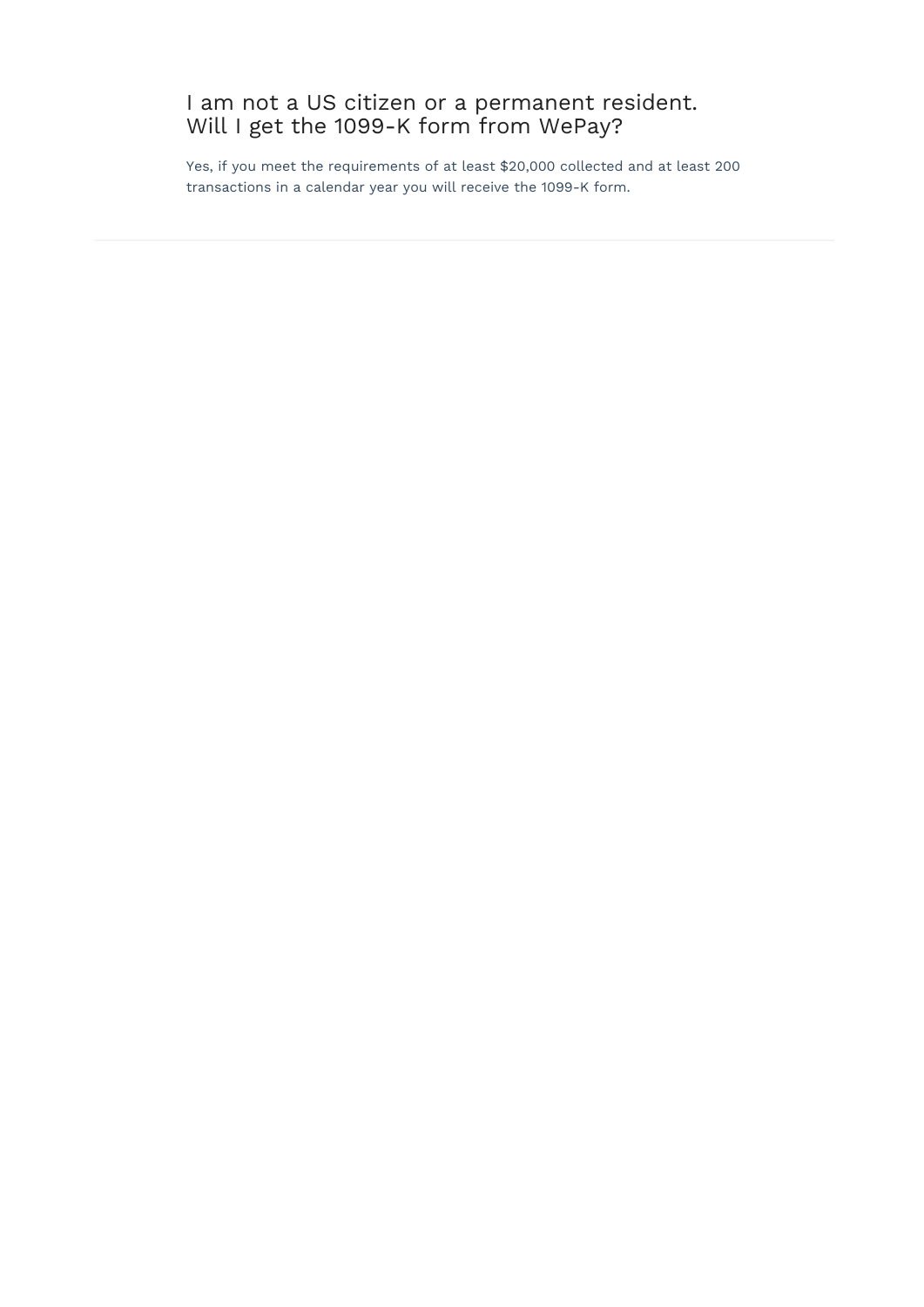## I am not a US citizen or a permanent resident. Will I get the 1099-K form from WePay?

Yes, if you meet the requirements of at least $20,000 collected and at least 200 transactions in a calendar year you will receive the 1099-K form.